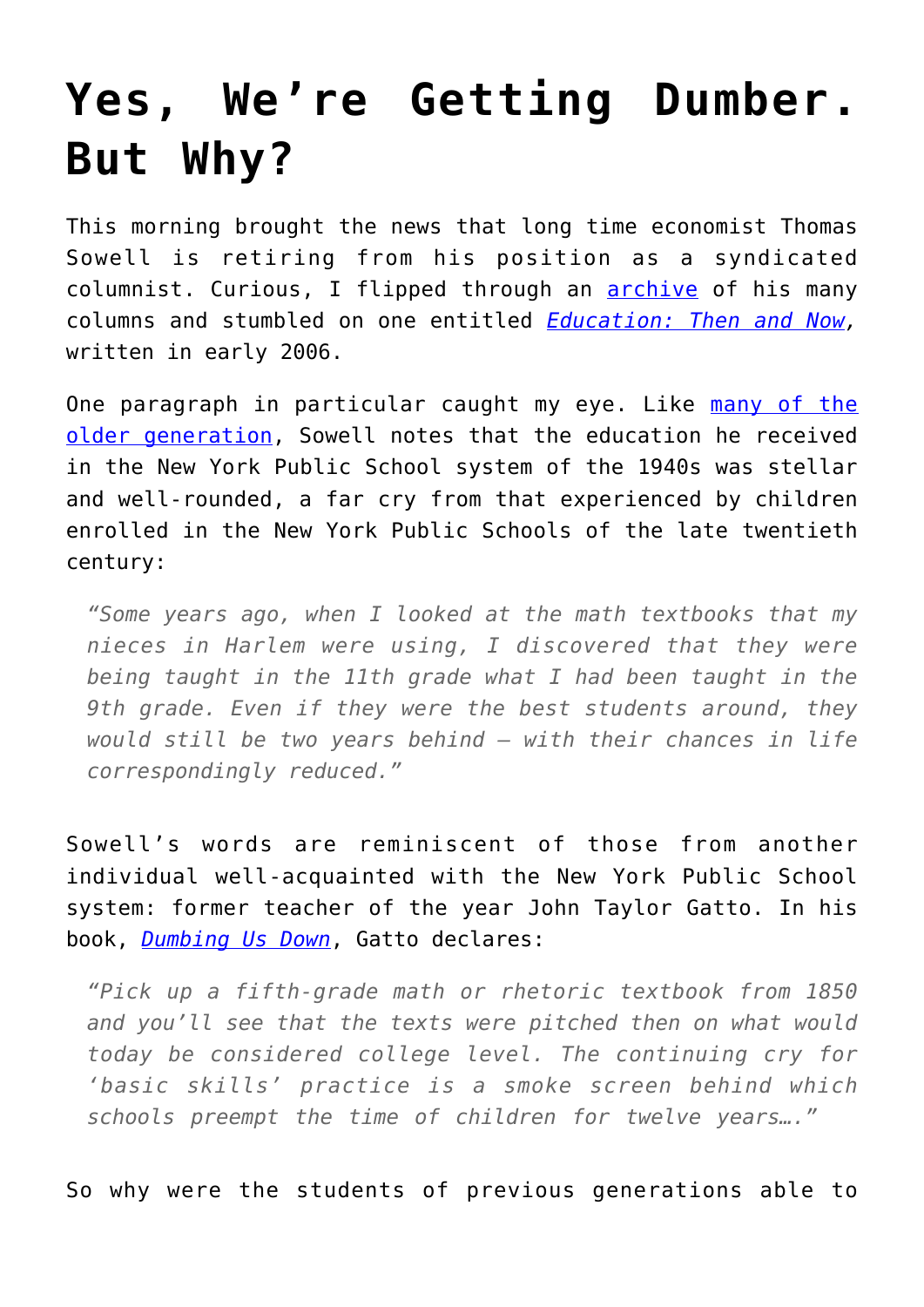# Yes, We're Getting Dumber. But Why?

This morning brought the news that long time economist Thomas Sowell is retiring from his position as a syndicated columnist. Curious, I flipped through an archive of his many columns and stumbled on one entitled *Education: Then and Now*, written in early 2006.

One paragraph in particular caught my eye. Like many of the older generation, Sowell notes that the education he received in the New York Public School system of the 1940s was stellar and well-rounded, a far cry from that experienced by children enrolled in the New York Public Schools of the late twentieth century:

> *"Some years ago, when I looked at the math textbooks that my nieces in Harlem were using, I discovered that they were being taught in the 11th grade what I had been taught in the 9th grade. Even if they were the best students around, they would still be two years behind – with their chances in life correspondingly reduced."*

Sowell's words are reminiscent of those from another individual well-acquainted with the New York Public School system: former teacher of the year John Taylor Gatto. In his book, *Dumbing Us Down*, Gatto declares:

> *"Pick up a fifth-grade math or rhetoric textbook from 1850 and you'll see that the texts were pitched then on what would today be considered college level. The continuing cry for 'basic skills' practice is a smoke screen behind which schools preempt the time of children for twelve years…."*

So why were the students of previous generations able to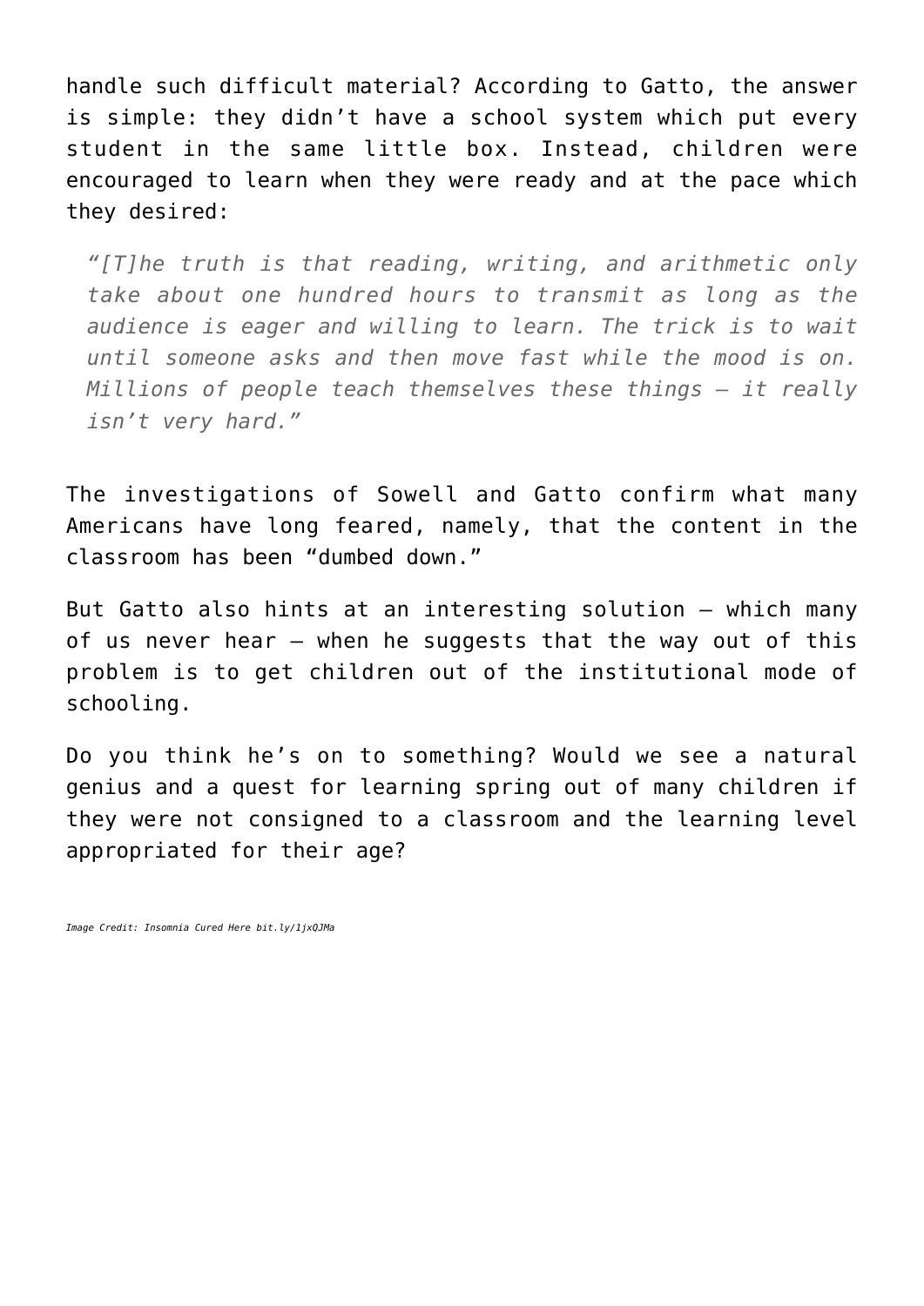handle such difficult material? According to Gatto, the answer is simple: they didn't have a school system which put every student in the same little box. Instead, children were encouraged to learn when they were ready and at the pace which they desired:

> *"[T]he truth is that reading, writing, and arithmetic only take about one hundred hours to transmit as long as the audience is eager and willing to learn. The trick is to wait until someone asks and then move fast while the mood is on. Millions of people teach themselves these things – it really isn't very hard."*

The investigations of Sowell and Gatto confirm what many Americans have long feared, namely, that the content in the classroom has been "dumbed down."

But Gatto also hints at an interesting solution – which many of us never hear – when he suggests that the way out of this problem is to get children out of the institutional mode of schooling.

Do you think he's on to something? Would we see a natural genius and a quest for learning spring out of many children if they were not consigned to a classroom and the learning level appropriated for their age?

*Image Credit: Insomnia Cured Here bit.ly/1jxQJMa*